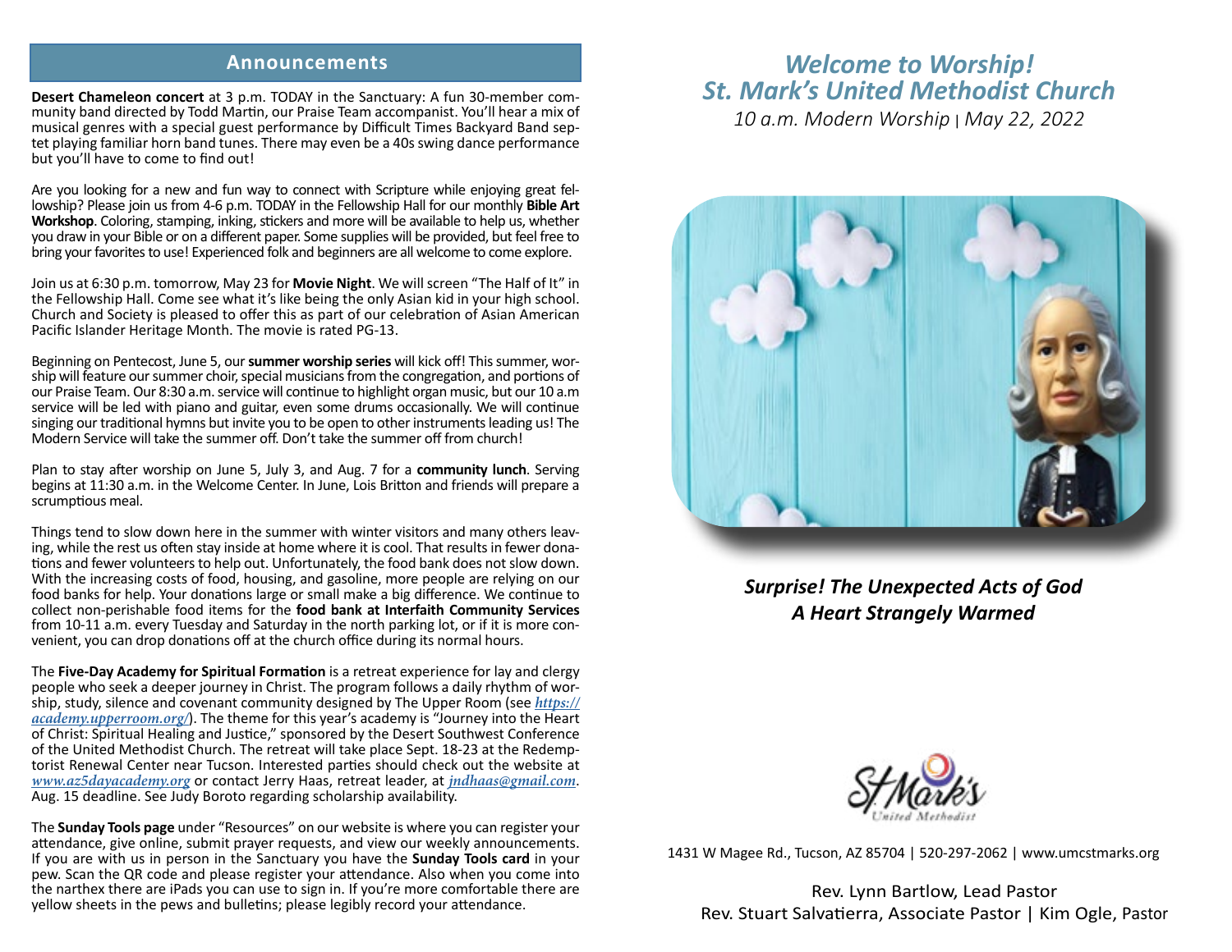## Announcements

**Desert Chameleon concert** at 3 p.m. TODAY in the Sanctuary: A fun 30-member community band directed by Todd Martin, our Praise Team accompanist. You'll hear a mix of musical genres with a special guest performance by Difficult Times Backyard Band septet playing familiar horn band tunes. There may even be a 40s swing dance performance but you'll have to come to find out!

Are you looking for a new and fun way to connect with Scripture while enjoying great fellowship? Please join us from 4-6 p.m. TODAY in the Fellowship Hall for our monthly **Bible Art Workshop**. Coloring, stamping, inking, stickers and more will be available to help us, whether you draw in your Bible or on a different paper. Some supplies will be provided, but feel free to bring your favorites to use! Experienced folk and beginners are all welcome to come explore.

Join us at 6:30 p.m. tomorrow, May 23 for **Movie Night**. We will screen "The Half of It" in the Fellowship Hall. Come see what it's like being the only Asian kid in your high school. Church and Society is pleased to offer this as part of our celebration of Asian American Pacific Islander Heritage Month. The movie is rated PG-13.

Beginning on Pentecost, June 5, our **summer worship series** will kick off! This summer, worship will feature our summer choir, special musicians from the congregation, and portions of our Praise Team. Our 8:30 a.m. service will continue to highlight organ music, but our 10 a.m service will be led with piano and guitar, even some drums occasionally. We will continue singing our traditional hymns but invite you to be open to other instruments leading us! The Modern Service will take the summer off. Don't take the summer off from church!

Plan to stay after worship on June 5, July 3, and Aug. 7 for a **community lunch**. Serving begins at 11:30 a.m. in the Welcome Center. In June, Lois Britton and friends will prepare a scrumptious meal.

Things tend to slow down here in the summer with winter visitors and many others leaving, while the rest us often stay inside at home where it is cool. That results in fewer donations and fewer volunteers to help out. Unfortunately, the food bank does not slow down. With the increasing costs of food, housing, and gasoline, more people are relying on our food banks for help. Your donations large or small make a big difference. We continue to collect non-perishable food items for the **food bank at Interfaith Community Services** from 10-11 a.m. every Tuesday and Saturday in the north parking lot, or if it is more convenient, you can drop donations off at the church office during its normal hours.

The **Five-Day Academy for Spiritual Formation** is a retreat experience for lay and clergy people who seek a deeper journey in Christ. The program follows a daily rhythm of worship, study, silence and covenant community designed by The Upper Room (see *https://academy.upperroom.org/*). The theme for this year's academy is "Journey into the Heart of Christ: Spiritual Healing and Justice," sponsored by the Desert Southwest Conference of the United Methodist Church. The retreat will take place Sept. 18-23 at the Redemptorist Renewal Center near Tucson. Interested parties should check out the website at *www.az5dayacademy.org* or contact Jerry Haas, retreat leader, at *jndhaas@gmail.com*. Aug. 15 deadline. See Judy Boroto regarding scholarship availability.

The **Sunday Tools page** under "Resources" on our website is where you can register your attendance, give online, submit prayer requests, and view our weekly announcements. If you are with us in person in the Sanctuary you have the **Sunday Tools card** in your pew. Scan the QR code and please register your attendance. Also when you come into the narthex there are iPads you can use to sign in. If you're more comfortable there are yellow sheets in the pews and bulletins; please legibly record your attendance.

# *Welcome to Worship!*
# *St. Mark's United Methodist Church*

*10 a.m. Modern Worship | May 22, 2022*

***Surprise! The Unexpected Acts of God***
***A Heart Strangely Warmed***

St. Mark's United Methodist

1431 W Magee Rd., Tucson, AZ 85704 | 520-297-2062 | www.umcstmarks.org

Rev. Lynn Bartlow, Lead Pastor
Rev. Stuart Salvatierra, Associate Pastor | Kim Ogle, Pastor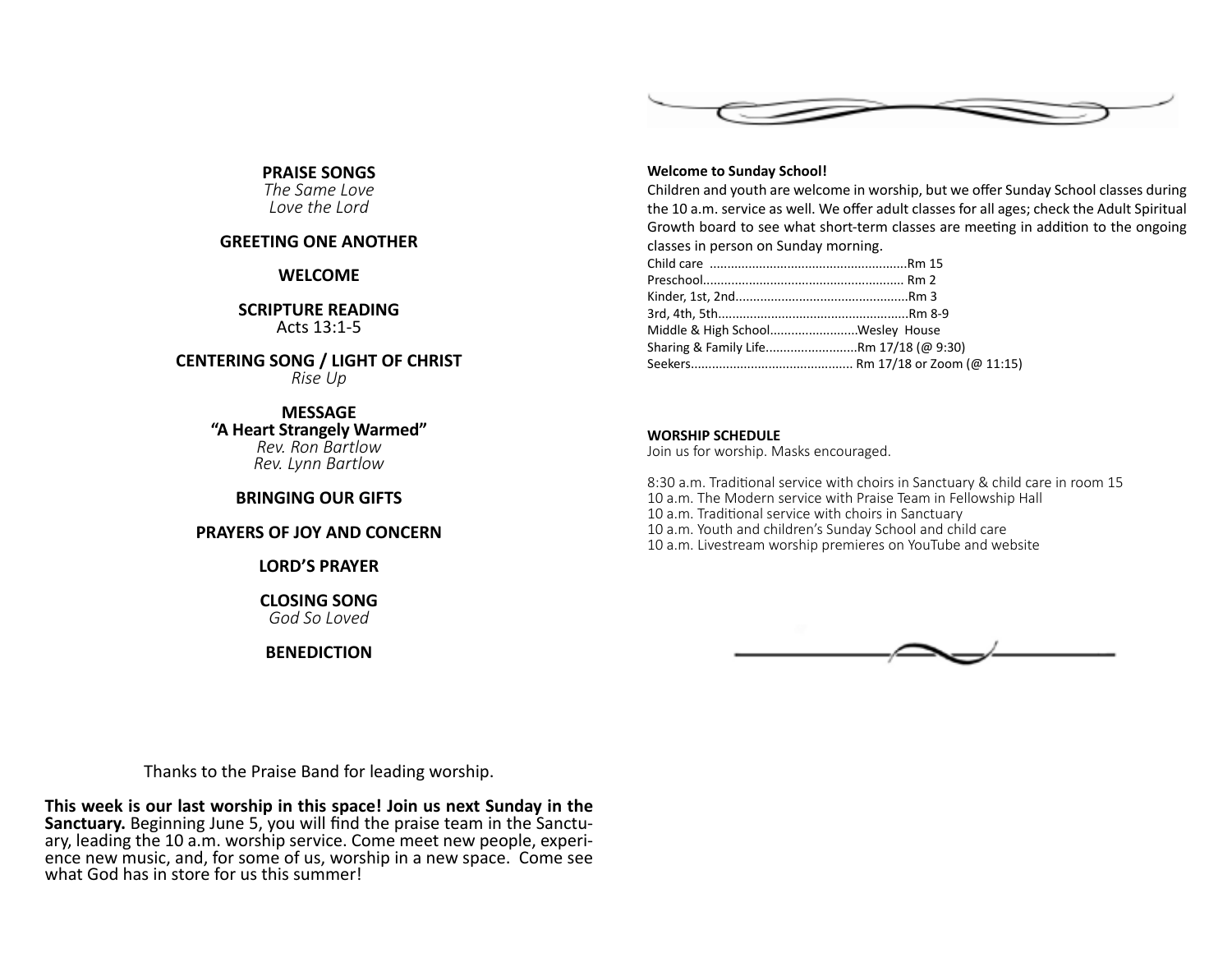**PRAISE SONGS**
*The Same Love*
*Love the Lord*

**GREETING ONE ANOTHER**

**WELCOME**

**SCRIPTURE READING**
Acts 13:1-5

**CENTERING SONG / LIGHT OF CHRIST**
*Rise Up*

**MESSAGE**
**"A Heart Strangely Warmed"**
*Rev. Ron Bartlow*
*Rev. Lynn Bartlow*

**BRINGING OUR GIFTS**

**PRAYERS OF JOY AND CONCERN**

**LORD'S PRAYER**

**CLOSING SONG**
*God So Loved*

**BENEDICTION**

Thanks to the Praise Band for leading worship.

**This week is our last worship in this space! Join us next Sunday in the Sanctuary.** Beginning June 5, you will find the praise team in the Sanctuary, leading the 10 a.m. worship service. Come meet new people, experience new music, and, for some of us, worship in a new space. Come see what God has in store for us this summer!

**Welcome to Sunday School!**

Children and youth are welcome in worship, but we offer Sunday School classes during the 10 a.m. service as well. We offer adult classes for all ages; check the Adult Spiritual Growth board to see what short-term classes are meeting in addition to the ongoing classes in person on Sunday morning.

Child care ........................................................Rm 15
Preschool......................................................... Rm 2
Kinder, 1st, 2nd.................................................Rm 3
3rd, 4th, 5th......................................................Rm 8-9
Middle & High School.........................Wesley House
Sharing & Family Life..........................Rm 17/18 (@ 9:30)
Seekers............................................. Rm 17/18 or Zoom (@ 11:15)

**WORSHIP SCHEDULE**

Join us for worship. Masks encouraged.

8:30 a.m. Traditional service with choirs in Sanctuary & child care in room 15
10 a.m. The Modern service with Praise Team in Fellowship Hall
10 a.m. Traditional service with choirs in Sanctuary
10 a.m. Youth and children's Sunday School and child care
10 a.m. Livestream worship premieres on YouTube and website